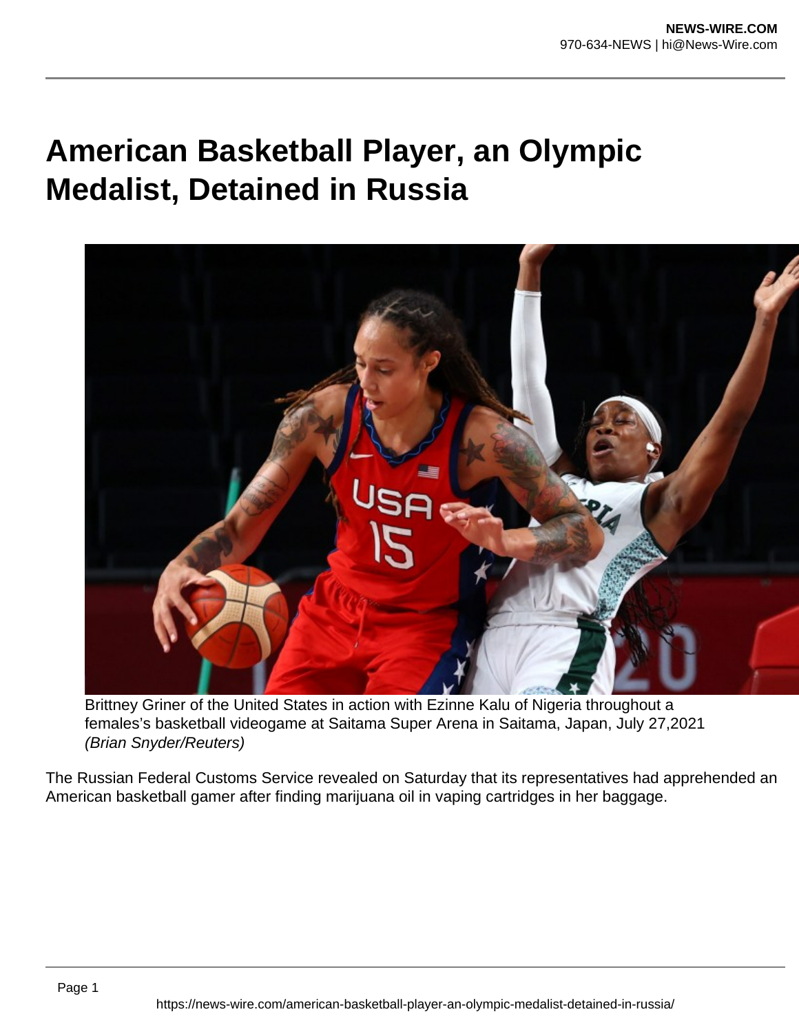# American Basketball Player, an Olympic Medalist, Detained in Russia

Brittney Griner of the United States in action with Ezinne Kalu of Nigeria throughout a females's basketball videogame at Saitama Super Arena in Saitama, Japan, July 27,2021 *(Brian Snyder/Reuters)*

The Russian Federal Customs Service revealed on Saturday that its representatives had apprehended an American basketball gamer after finding marijuana oil in vaping cartridges in her baggage.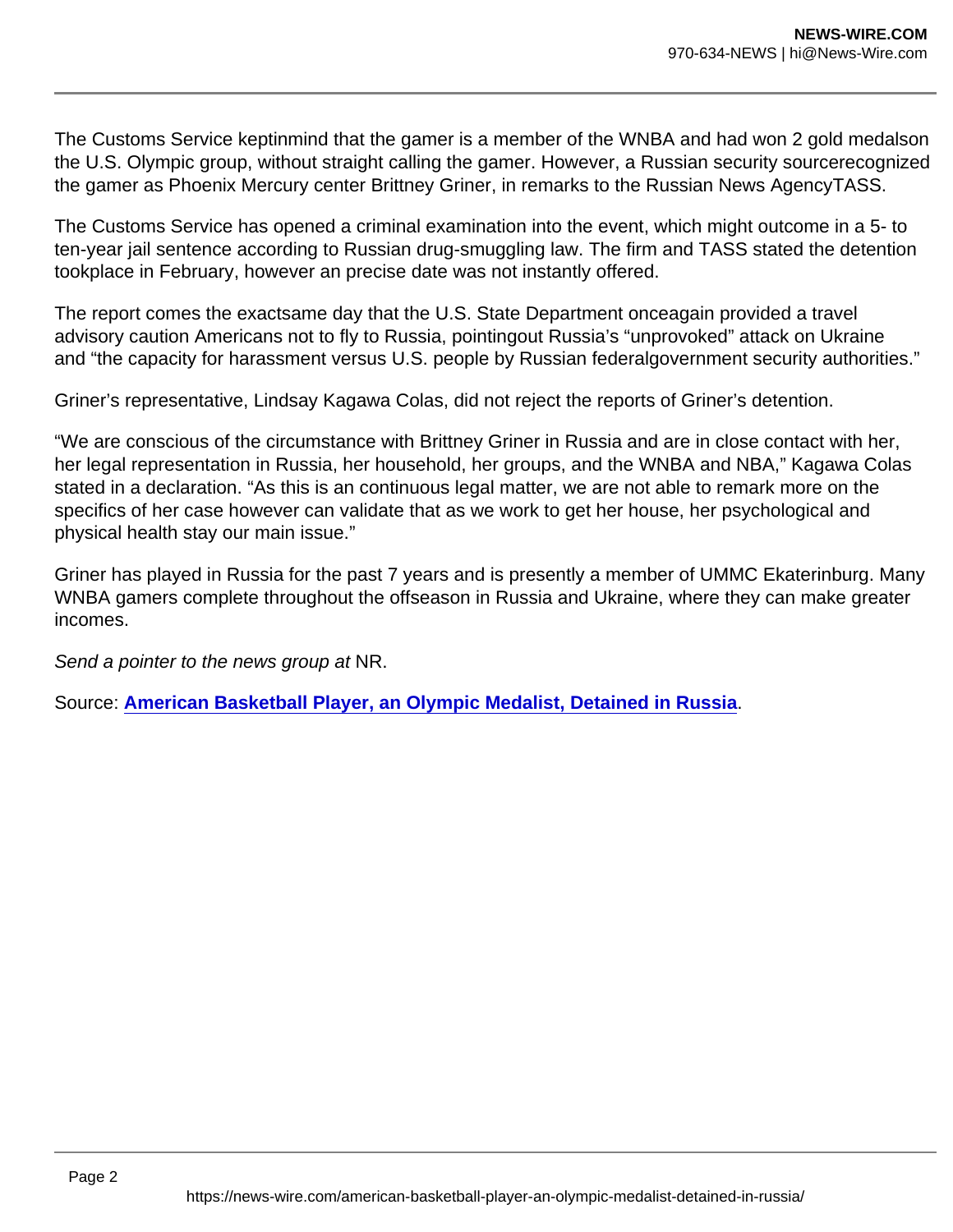The Customs Service keptinmind that the gamer is a member of the WNBA and had won 2 gold medalson the U.S. Olympic group, without straight calling the gamer. However, a Russian security sourcerecognized the gamer as Phoenix Mercury center Brittney Griner, in remarks to the Russian News AgencyTASS.

The Customs Service has opened a criminal examination into the event, which might outcome in a 5- to ten-year jail sentence according to Russian drug-smuggling law. The firm and TASS stated the detention tookplace in February, however an precise date was not instantly offered.

The report comes the exactsame day that the U.S. State Department onceagain provided a travel advisory caution Americans not to fly to Russia, pointingout Russia's "unprovoked" attack on Ukraine and "the capacity for harassment versus U.S. people by Russian federalgovernment security authorities."

Griner's representative, Lindsay Kagawa Colas, did not reject the reports of Griner's detention.

"We are conscious of the circumstance with Brittney Griner in Russia and are in close contact with her, her legal representation in Russia, her household, her groups, and the WNBA and NBA," Kagawa Colas stated in a declaration. "As this is an continuous legal matter, we are not able to remark more on the specifics of her case however can validate that as we work to get her house, her psychological and physical health stay our main issue."

Griner has played in Russia for the past 7 years and is presently a member of UMMC Ekaterinburg. Many WNBA gamers complete throughout the offseason in Russia and Ukraine, where they can make greater incomes.

*Send a pointer to the news group at* NR.

Source: **[American Basketball Player, an Olympic Medalist, Detained in Russia](https://news-wire.com/american-basketball-player-an-olympic-medalist-detained-in-russia/)**.